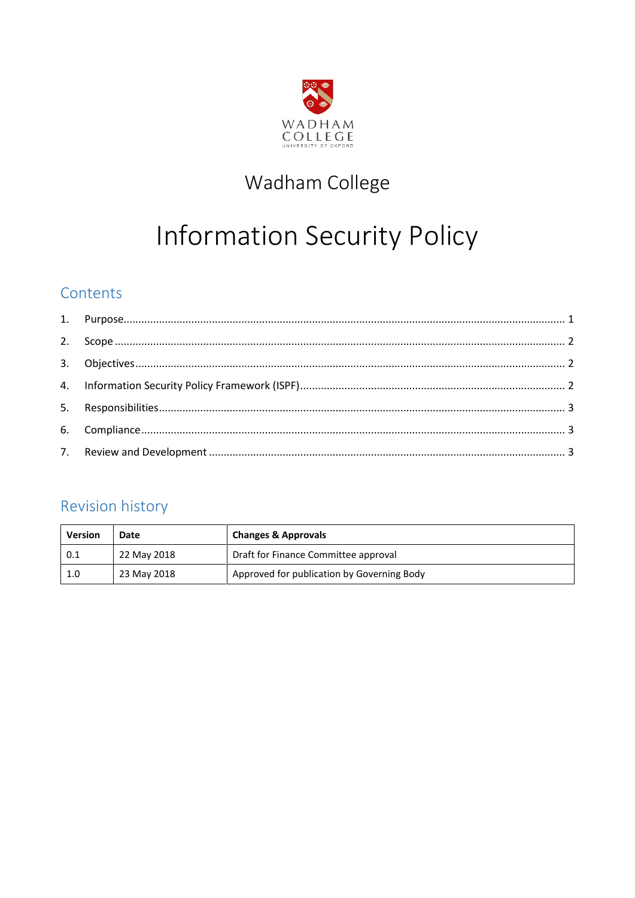# Wadham College

# Information Security Policy

## Contents

1. Purpose .................................................................................................................................... 1
2. Scope ....................................................................................................................................... 2
3. Objectives ................................................................................................................................ 2
4. Information Security Policy Framework (ISPF) ......................................................................... 2
5. Responsibilities ......................................................................................................................... 3
6. Compliance .............................................................................................................................. 3
7. Review and Development ......................................................................................................... 3

## Revision history

| Version | Date | Changes & Approvals |
|---|---|---|
| 0.1 | 22 May 2018 | Draft for Finance Committee approval |
| 1.0 | 23 May 2018 | Approved for publication by Governing Body |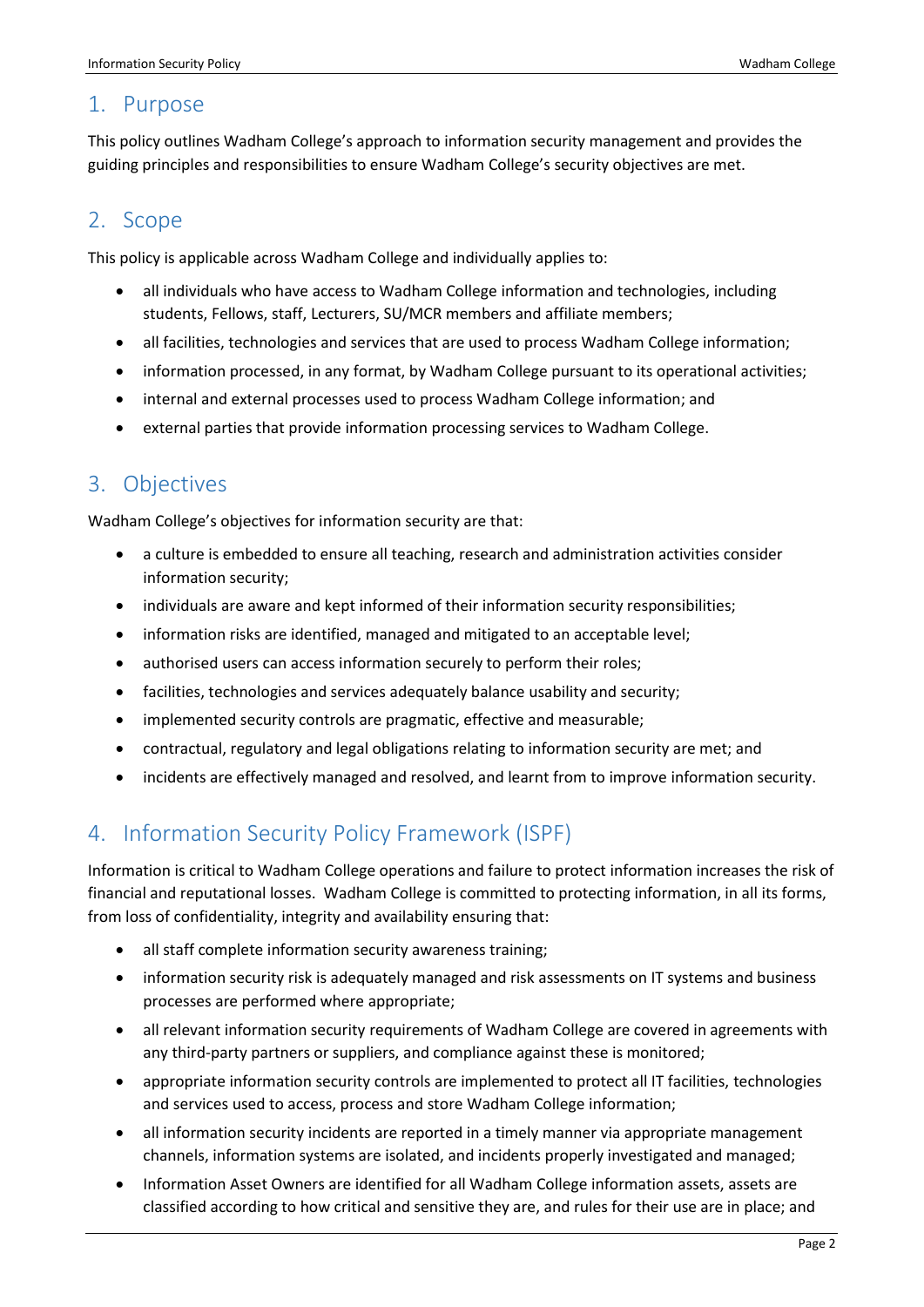## 1. Purpose

This policy outlines Wadham College's approach to information security management and provides the guiding principles and responsibilities to ensure Wadham College's security objectives are met.

## 2. Scope

This policy is applicable across Wadham College and individually applies to:

- all individuals who have access to Wadham College information and technologies, including students, Fellows, staff, Lecturers, SU/MCR members and affiliate members;
- all facilities, technologies and services that are used to process Wadham College information;
- information processed, in any format, by Wadham College pursuant to its operational activities;
- internal and external processes used to process Wadham College information; and
- external parties that provide information processing services to Wadham College.

## 3. Objectives

Wadham College's objectives for information security are that:

- a culture is embedded to ensure all teaching, research and administration activities consider information security;
- individuals are aware and kept informed of their information security responsibilities;
- information risks are identified, managed and mitigated to an acceptable level;
- authorised users can access information securely to perform their roles;
- facilities, technologies and services adequately balance usability and security;
- implemented security controls are pragmatic, effective and measurable;
- contractual, regulatory and legal obligations relating to information security are met; and
- incidents are effectively managed and resolved, and learnt from to improve information security.

## 4. Information Security Policy Framework (ISPF)

Information is critical to Wadham College operations and failure to protect information increases the risk of financial and reputational losses. Wadham College is committed to protecting information, in all its forms, from loss of confidentiality, integrity and availability ensuring that:

- all staff complete information security awareness training;
- information security risk is adequately managed and risk assessments on IT systems and business processes are performed where appropriate;
- all relevant information security requirements of Wadham College are covered in agreements with any third-party partners or suppliers, and compliance against these is monitored;
- appropriate information security controls are implemented to protect all IT facilities, technologies and services used to access, process and store Wadham College information;
- all information security incidents are reported in a timely manner via appropriate management channels, information systems are isolated, and incidents properly investigated and managed;
- Information Asset Owners are identified for all Wadham College information assets, assets are classified according to how critical and sensitive they are, and rules for their use are in place; and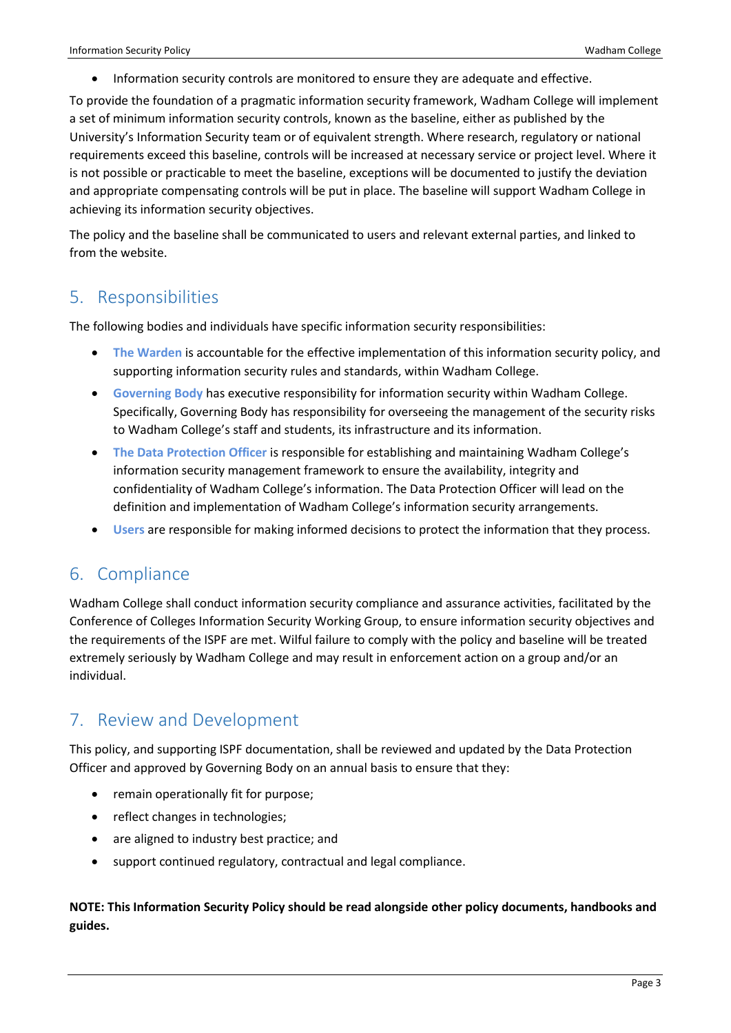- Information security controls are monitored to ensure they are adequate and effective.

To provide the foundation of a pragmatic information security framework, Wadham College will implement a set of minimum information security controls, known as the baseline, either as published by the University's Information Security team or of equivalent strength. Where research, regulatory or national requirements exceed this baseline, controls will be increased at necessary service or project level. Where it is not possible or practicable to meet the baseline, exceptions will be documented to justify the deviation and appropriate compensating controls will be put in place. The baseline will support Wadham College in achieving its information security objectives.

The policy and the baseline shall be communicated to users and relevant external parties, and linked to from the website.

## 5. Responsibilities

The following bodies and individuals have specific information security responsibilities:

- **The Warden** is accountable for the effective implementation of this information security policy, and supporting information security rules and standards, within Wadham College.
- **Governing Body** has executive responsibility for information security within Wadham College. Specifically, Governing Body has responsibility for overseeing the management of the security risks to Wadham College's staff and students, its infrastructure and its information.
- **The Data Protection Officer** is responsible for establishing and maintaining Wadham College's information security management framework to ensure the availability, integrity and confidentiality of Wadham College's information. The Data Protection Officer will lead on the definition and implementation of Wadham College's information security arrangements.
- **Users** are responsible for making informed decisions to protect the information that they process.

## 6. Compliance

Wadham College shall conduct information security compliance and assurance activities, facilitated by the Conference of Colleges Information Security Working Group, to ensure information security objectives and the requirements of the ISPF are met. Wilful failure to comply with the policy and baseline will be treated extremely seriously by Wadham College and may result in enforcement action on a group and/or an individual.

## 7. Review and Development

This policy, and supporting ISPF documentation, shall be reviewed and updated by the Data Protection Officer and approved by Governing Body on an annual basis to ensure that they:

- remain operationally fit for purpose;
- reflect changes in technologies;
- are aligned to industry best practice; and
- support continued regulatory, contractual and legal compliance.

**NOTE: This Information Security Policy should be read alongside other policy documents, handbooks and guides.**